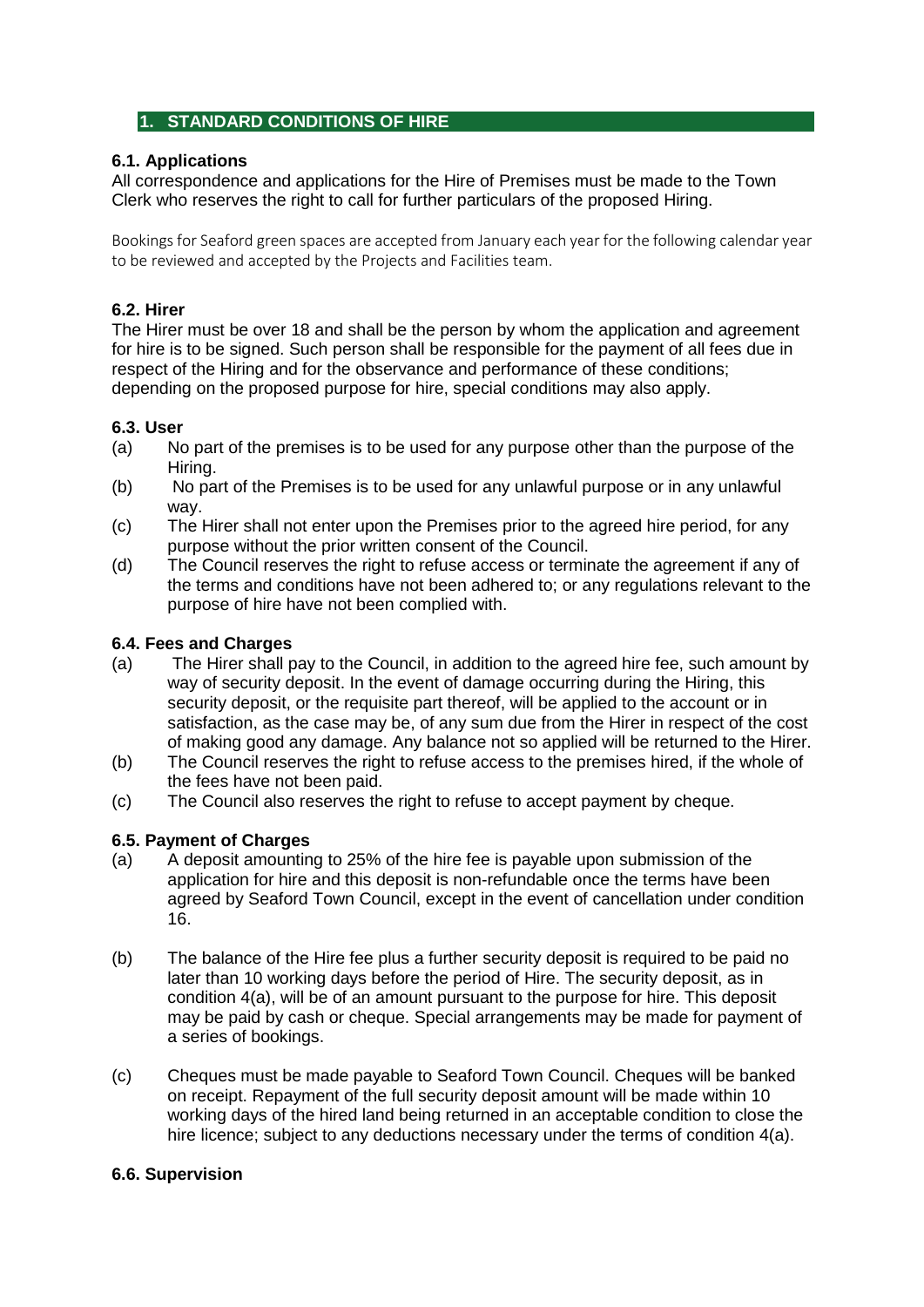## 1. STANDARD CONDITIONS OF HIRE

### 6.1. Applications

All correspondence and applications for the Hire of Premises must be made to the Town Clerk who reserves the right to call for further particulars of the proposed Hiring.

Bookings for Seaford green spaces are accepted from January each year for the following calendar year to be reviewed and accepted by the Projects and Facilities team.

### 6.2. Hirer

The Hirer must be over 18 and shall be the person by whom the application and agreement for hire is to be signed. Such person shall be responsible for the payment of all fees due in respect of the Hiring and for the observance and performance of these conditions; depending on the proposed purpose for hire, special conditions may also apply.

### 6.3. User

(a) No part of the premises is to be used for any purpose other than the purpose of the Hiring.

(b) No part of the Premises is to be used for any unlawful purpose or in any unlawful way.

(c) The Hirer shall not enter upon the Premises prior to the agreed hire period, for any purpose without the prior written consent of the Council.

(d) The Council reserves the right to refuse access or terminate the agreement if any of the terms and conditions have not been adhered to; or any regulations relevant to the purpose of hire have not been complied with.

### 6.4. Fees and Charges

(a) The Hirer shall pay to the Council, in addition to the agreed hire fee, such amount by way of security deposit. In the event of damage occurring during the Hiring, this security deposit, or the requisite part thereof, will be applied to the account or in satisfaction, as the case may be, of any sum due from the Hirer in respect of the cost of making good any damage. Any balance not so applied will be returned to the Hirer.

(b) The Council reserves the right to refuse access to the premises hired, if the whole of the fees have not been paid.

(c) The Council also reserves the right to refuse to accept payment by cheque.

### 6.5. Payment of Charges

(a) A deposit amounting to 25% of the hire fee is payable upon submission of the application for hire and this deposit is non-refundable once the terms have been agreed by Seaford Town Council, except in the event of cancellation under condition 16.

(b) The balance of the Hire fee plus a further security deposit is required to be paid no later than 10 working days before the period of Hire. The security deposit, as in condition 4(a), will be of an amount pursuant to the purpose for hire. This deposit may be paid by cash or cheque. Special arrangements may be made for payment of a series of bookings.

(c) Cheques must be made payable to Seaford Town Council. Cheques will be banked on receipt. Repayment of the full security deposit amount will be made within 10 working days of the hired land being returned in an acceptable condition to close the hire licence; subject to any deductions necessary under the terms of condition 4(a).

### 6.6. Supervision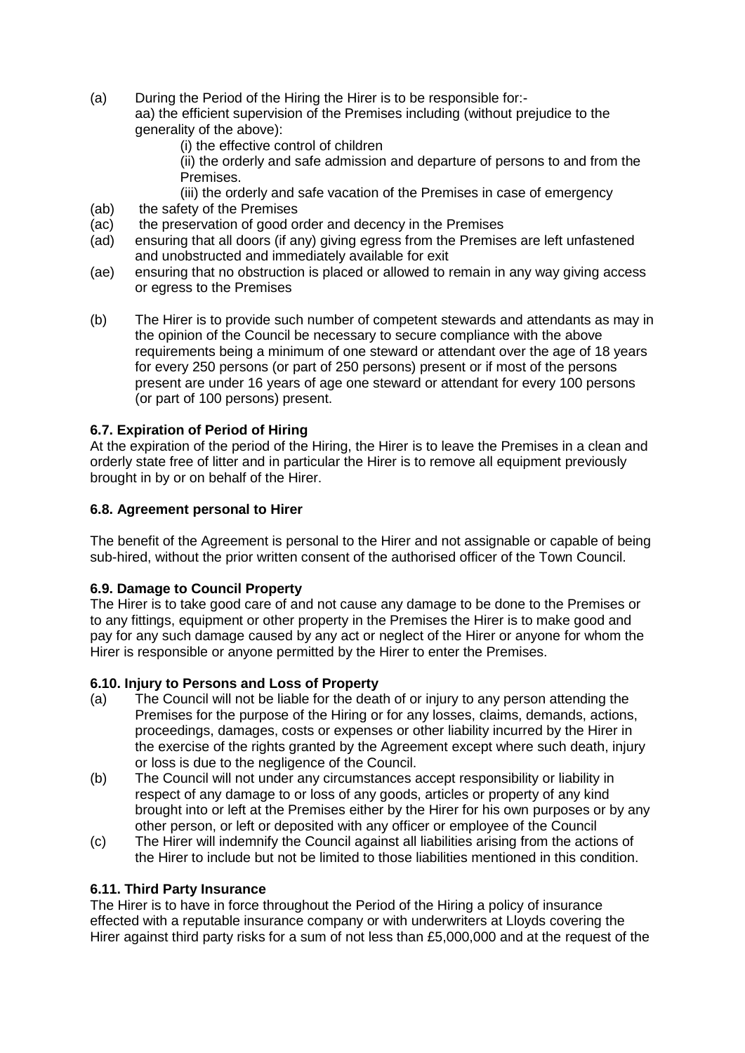(a) During the Period of the Hiring the Hirer is to be responsible for:-

aa) the efficient supervision of the Premises including (without prejudice to the generality of the above):

(i) the effective control of children

(ii) the orderly and safe admission and departure of persons to and from the Premises.

(iii) the orderly and safe vacation of the Premises in case of emergency

(ab) the safety of the Premises

(ac) the preservation of good order and decency in the Premises

(ad) ensuring that all doors (if any) giving egress from the Premises are left unfastened and unobstructed and immediately available for exit

(ae) ensuring that no obstruction is placed or allowed to remain in any way giving access or egress to the Premises

(b) The Hirer is to provide such number of competent stewards and attendants as may in the opinion of the Council be necessary to secure compliance with the above requirements being a minimum of one steward or attendant over the age of 18 years for every 250 persons (or part of 250 persons) present or if most of the persons present are under 16 years of age one steward or attendant for every 100 persons (or part of 100 persons) present.

**6.7. Expiration of Period of Hiring**

At the expiration of the period of the Hiring, the Hirer is to leave the Premises in a clean and orderly state free of litter and in particular the Hirer is to remove all equipment previously brought in by or on behalf of the Hirer.

**6.8. Agreement personal to Hirer**

The benefit of the Agreement is personal to the Hirer and not assignable or capable of being sub-hired, without the prior written consent of the authorised officer of the Town Council.

**6.9. Damage to Council Property**

The Hirer is to take good care of and not cause any damage to be done to the Premises or to any fittings, equipment or other property in the Premises the Hirer is to make good and pay for any such damage caused by any act or neglect of the Hirer or anyone for whom the Hirer is responsible or anyone permitted by the Hirer to enter the Premises.

**6.10. Injury to Persons and Loss of Property**

(a) The Council will not be liable for the death of or injury to any person attending the Premises for the purpose of the Hiring or for any losses, claims, demands, actions, proceedings, damages, costs or expenses or other liability incurred by the Hirer in the exercise of the rights granted by the Agreement except where such death, injury or loss is due to the negligence of the Council.

(b) The Council will not under any circumstances accept responsibility or liability in respect of any damage to or loss of any goods, articles or property of any kind brought into or left at the Premises either by the Hirer for his own purposes or by any other person, or left or deposited with any officer or employee of the Council

(c) The Hirer will indemnify the Council against all liabilities arising from the actions of the Hirer to include but not be limited to those liabilities mentioned in this condition.

**6.11. Third Party Insurance**

The Hirer is to have in force throughout the Period of the Hiring a policy of insurance effected with a reputable insurance company or with underwriters at Lloyds covering the Hirer against third party risks for a sum of not less than £5,000,000 and at the request of the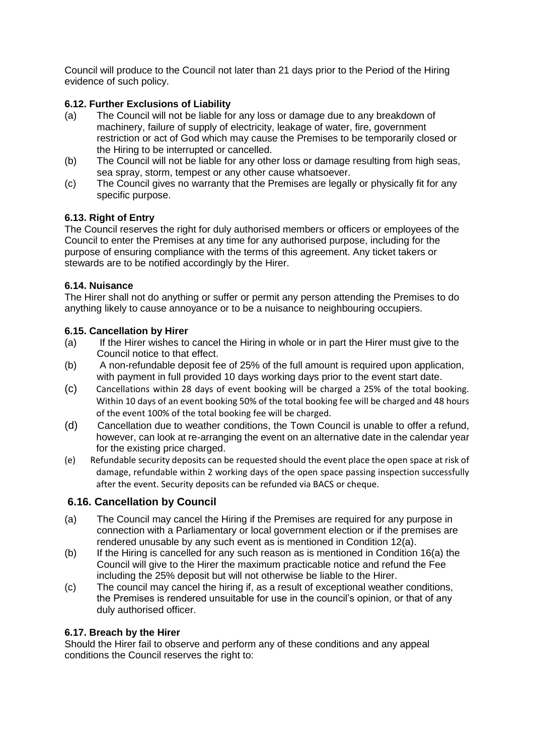Council will produce to the Council not later than 21 days prior to the Period of the Hiring evidence of such policy.

### 6.12. Further Exclusions of Liability

(a) The Council will not be liable for any loss or damage due to any breakdown of machinery, failure of supply of electricity, leakage of water, fire, government restriction or act of God which may cause the Premises to be temporarily closed or the Hiring to be interrupted or cancelled.

(b) The Council will not be liable for any other loss or damage resulting from high seas, sea spray, storm, tempest or any other cause whatsoever.

(c) The Council gives no warranty that the Premises are legally or physically fit for any specific purpose.

### 6.13. Right of Entry

The Council reserves the right for duly authorised members or officers or employees of the Council to enter the Premises at any time for any authorised purpose, including for the purpose of ensuring compliance with the terms of this agreement. Any ticket takers or stewards are to be notified accordingly by the Hirer.

### 6.14. Nuisance

The Hirer shall not do anything or suffer or permit any person attending the Premises to do anything likely to cause annoyance or to be a nuisance to neighbouring occupiers.

### 6.15. Cancellation by Hirer

(a) If the Hirer wishes to cancel the Hiring in whole or in part the Hirer must give to the Council notice to that effect.

(b) A non-refundable deposit fee of 25% of the full amount is required upon application, with payment in full provided 10 days working days prior to the event start date.

(c) Cancellations within 28 days of event booking will be charged a 25% of the total booking. Within 10 days of an event booking 50% of the total booking fee will be charged and 48 hours of the event 100% of the total booking fee will be charged.

(d) Cancellation due to weather conditions, the Town Council is unable to offer a refund, however, can look at re-arranging the event on an alternative date in the calendar year for the existing price charged.

(e) Refundable security deposits can be requested should the event place the open space at risk of damage, refundable within 2 working days of the open space passing inspection successfully after the event. Security deposits can be refunded via BACS or cheque.

### 6.16. Cancellation by Council

(a) The Council may cancel the Hiring if the Premises are required for any purpose in connection with a Parliamentary or local government election or if the premises are rendered unusable by any such event as is mentioned in Condition 12(a).

(b) If the Hiring is cancelled for any such reason as is mentioned in Condition 16(a) the Council will give to the Hirer the maximum practicable notice and refund the Fee including the 25% deposit but will not otherwise be liable to the Hirer.

(c) The council may cancel the hiring if, as a result of exceptional weather conditions, the Premises is rendered unsuitable for use in the council's opinion, or that of any duly authorised officer.

### 6.17. Breach by the Hirer

Should the Hirer fail to observe and perform any of these conditions and any appeal conditions the Council reserves the right to: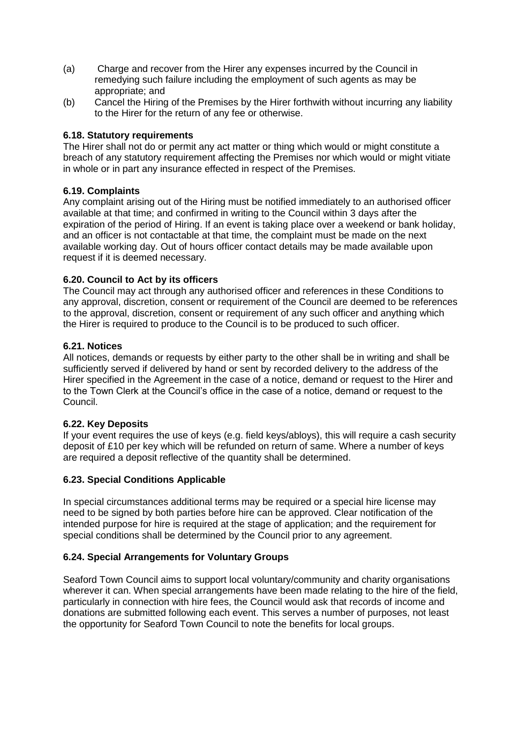(a) Charge and recover from the Hirer any expenses incurred by the Council in remedying such failure including the employment of such agents as may be appropriate; and

(b) Cancel the Hiring of the Premises by the Hirer forthwith without incurring any liability to the Hirer for the return of any fee or otherwise.

**6.18. Statutory requirements**

The Hirer shall not do or permit any act matter or thing which would or might constitute a breach of any statutory requirement affecting the Premises nor which would or might vitiate in whole or in part any insurance effected in respect of the Premises.

**6.19. Complaints**

Any complaint arising out of the Hiring must be notified immediately to an authorised officer available at that time; and confirmed in writing to the Council within 3 days after the expiration of the period of Hiring. If an event is taking place over a weekend or bank holiday, and an officer is not contactable at that time, the complaint must be made on the next available working day. Out of hours officer contact details may be made available upon request if it is deemed necessary.

**6.20. Council to Act by its officers**

The Council may act through any authorised officer and references in these Conditions to any approval, discretion, consent or requirement of the Council are deemed to be references to the approval, discretion, consent or requirement of any such officer and anything which the Hirer is required to produce to the Council is to be produced to such officer.

**6.21. Notices**

All notices, demands or requests by either party to the other shall be in writing and shall be sufficiently served if delivered by hand or sent by recorded delivery to the address of the Hirer specified in the Agreement in the case of a notice, demand or request to the Hirer and to the Town Clerk at the Council's office in the case of a notice, demand or request to the Council.

**6.22. Key Deposits**

If your event requires the use of keys (e.g. field keys/abloys), this will require a cash security deposit of £10 per key which will be refunded on return of same. Where a number of keys are required a deposit reflective of the quantity shall be determined.

**6.23. Special Conditions Applicable**

In special circumstances additional terms may be required or a special hire license may need to be signed by both parties before hire can be approved. Clear notification of the intended purpose for hire is required at the stage of application; and the requirement for special conditions shall be determined by the Council prior to any agreement.

**6.24. Special Arrangements for Voluntary Groups**

Seaford Town Council aims to support local voluntary/community and charity organisations wherever it can. When special arrangements have been made relating to the hire of the field, particularly in connection with hire fees, the Council would ask that records of income and donations are submitted following each event. This serves a number of purposes, not least the opportunity for Seaford Town Council to note the benefits for local groups.